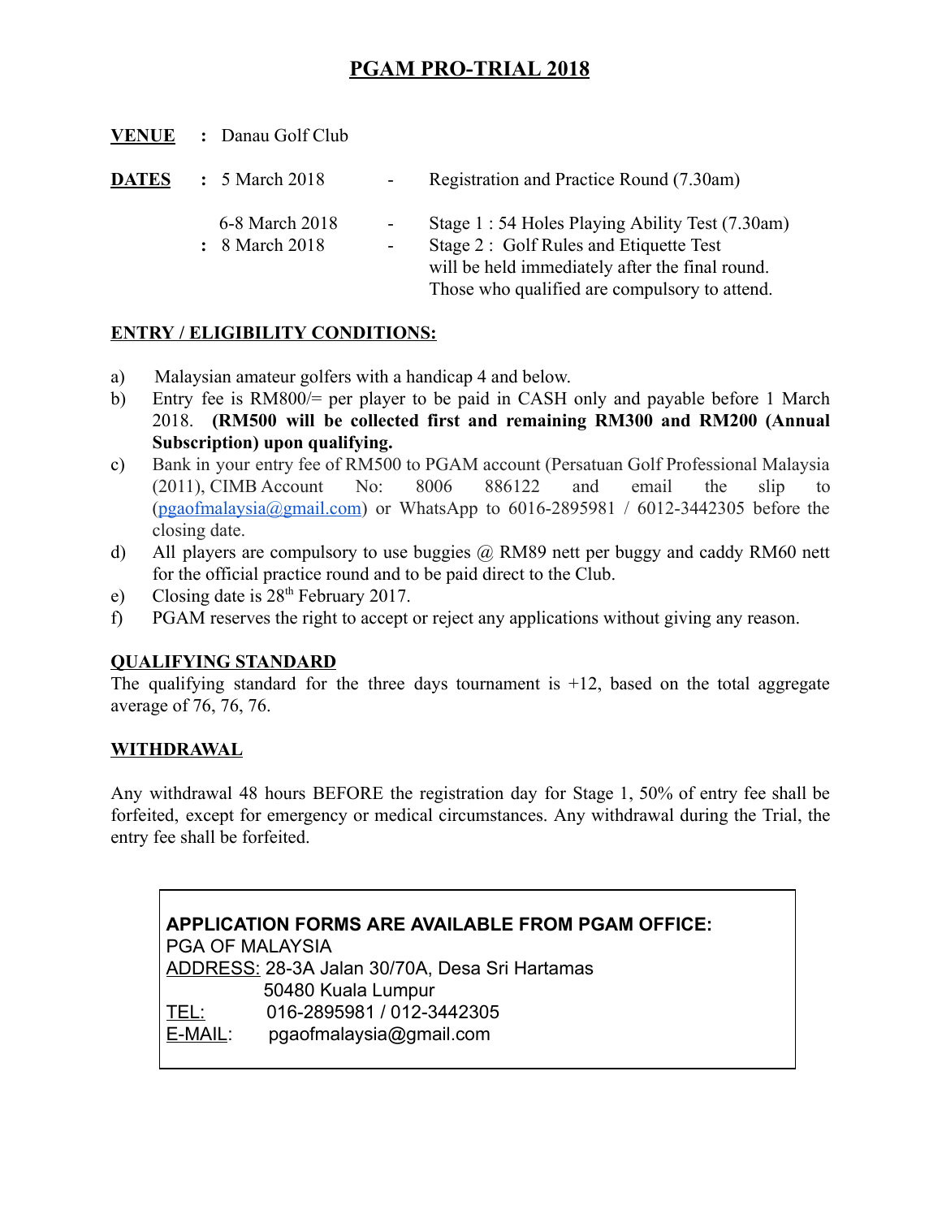# PGAM PRO-TRIAL 2018

**VENUE** : Danau Golf Club

**DATES** : 5 March 2018 - Registration and Practice Round (7.30am)

6-8 March 2018 - Stage 1 : 54 Holes Playing Ability Test (7.30am)

: 8 March 2018 - Stage 2 : Golf Rules and Etiquette Test will be held immediately after the final round. Those who qualified are compulsory to attend.

## ENTRY / ELIGIBILITY CONDITIONS:

a) Malaysian amateur golfers with a handicap 4 and below.

b) Entry fee is RM800/= per player to be paid in CASH only and payable before 1 March 2018. **(RM500 will be collected first and remaining RM300 and RM200 (Annual Subscription) upon qualifying.**

c) Bank in your entry fee of RM500 to PGAM account (Persatuan Golf Professional Malaysia (2011), CIMB Account No: 8006 886122 and email the slip to (pgaofmalaysia@gmail.com) or WhatsApp to 6016-2895981 / 6012-3442305 before the closing date.

d) All players are compulsory to use buggies @ RM89 nett per buggy and caddy RM60 nett for the official practice round and to be paid direct to the Club.

e) Closing date is 28th February 2017.

f) PGAM reserves the right to accept or reject any applications without giving any reason.

## QUALIFYING STANDARD

The qualifying standard for the three days tournament is +12, based on the total aggregate average of 76, 76, 76.

## WITHDRAWAL

Any withdrawal 48 hours BEFORE the registration day for Stage 1, 50% of entry fee shall be forfeited, except for emergency or medical circumstances. Any withdrawal during the Trial, the entry fee shall be forfeited.

**APPLICATION FORMS ARE AVAILABLE FROM PGAM OFFICE:**

PGA OF MALAYSIA

ADDRESS: 28-3A Jalan 30/70A, Desa Sri Hartamas
50480 Kuala Lumpur

TEL: 016-2895981 / 012-3442305

E-MAIL: pgaofmalaysia@gmail.com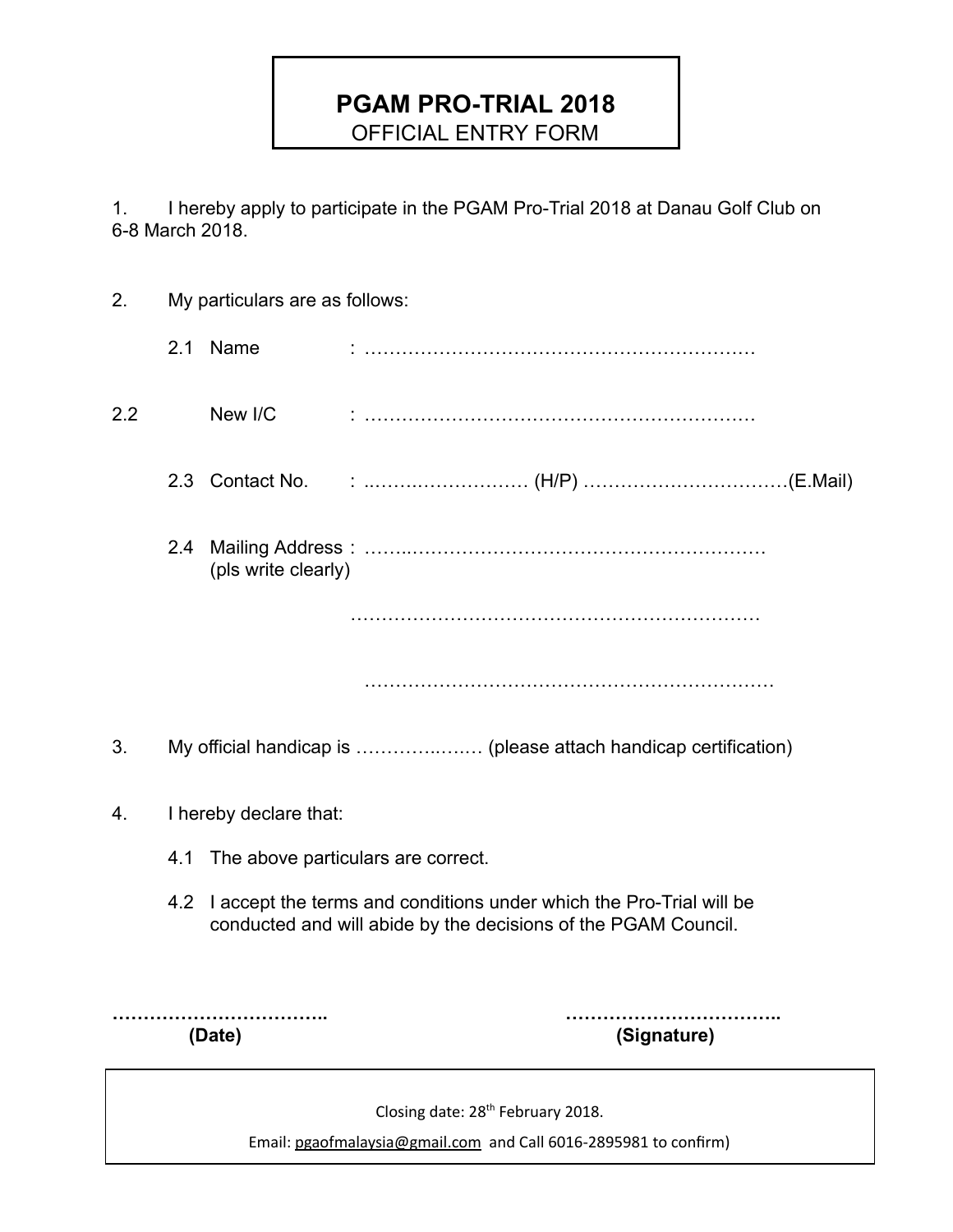# PGAM PRO-TRIAL 2018

## OFFICIAL ENTRY FORM

1. I hereby apply to participate in the PGAM Pro-Trial 2018 at Danau Golf Club on 6-8 March 2018.

2. My particulars are as follows:

   2.1 Name : ………………………………………………………

   2.2 New I/C : ………………………………………………………

   2.3 Contact No. : ..……..……………… (H/P) ……………………………(E.Mail)

   2.4 Mailing Address (pls write clearly) : ……..…………………………………………………

   …………………………………………………………

   …………………………………………………………

3. My official handicap is ………..….… (please attach handicap certification)

4. I hereby declare that:

   4.1 The above particulars are correct.

   4.2 I accept the terms and conditions under which the Pro-Trial will be conducted and will abide by the decisions of the PGAM Council.

……………………………..
**(Date)**

……………………………..
**(Signature)**

Closing date: 28th February 2018.

Email: pgaofmalaysia@gmail.com and Call 6016-2895981 to confirm)